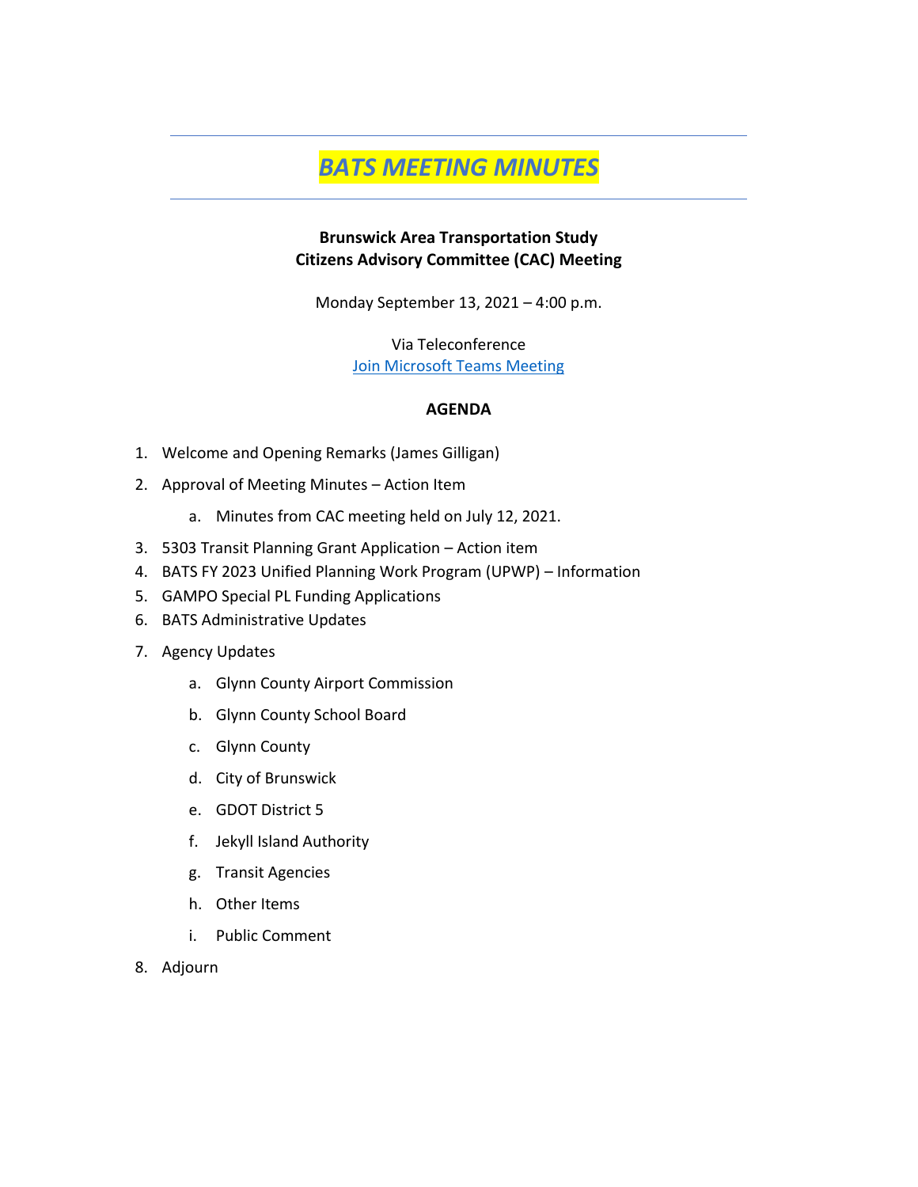# *BATS MEETING MINUTES*

---

**Brunswick Area Transportation Study**
**Citizens Advisory Committee (CAC) Meeting**

Monday September 13, 2021 – 4:00 p.m.

Via Teleconference
[Join Microsoft Teams Meeting]

**AGENDA**

1. Welcome and Opening Remarks (James Gilligan)
2. Approval of Meeting Minutes – Action Item
   a. Minutes from CAC meeting held on July 12, 2021.
3. 5303 Transit Planning Grant Application – Action item
4. BATS FY 2023 Unified Planning Work Program (UPWP) – Information
5. GAMPO Special PL Funding Applications
6. BATS Administrative Updates
7. Agency Updates
   a. Glynn County Airport Commission
   b. Glynn County School Board
   c. Glynn County
   d. City of Brunswick
   e. GDOT District 5
   f. Jekyll Island Authority
   g. Transit Agencies
   h. Other Items
   i. Public Comment
8. Adjourn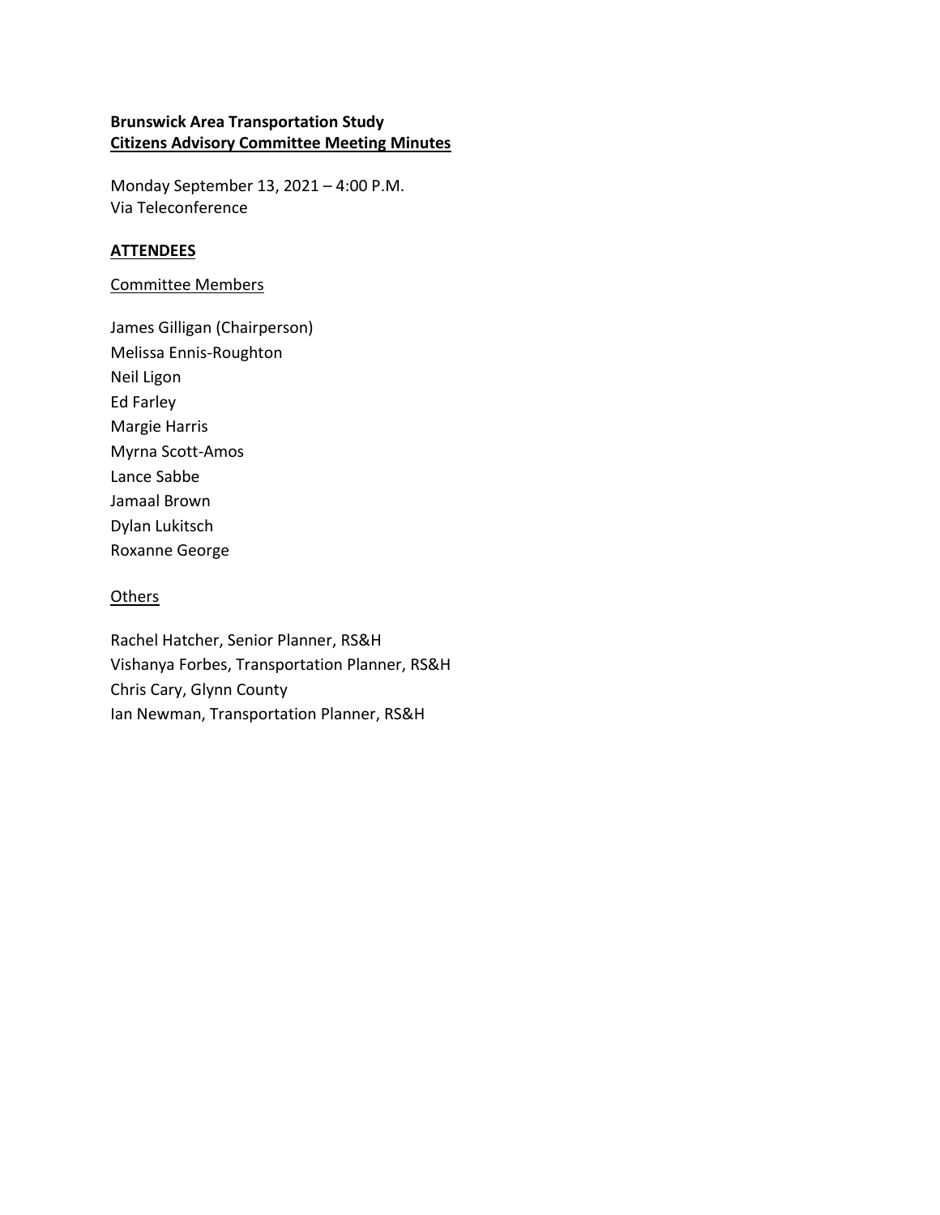**Brunswick Area Transportation Study**
**Citizens Advisory Committee Meeting Minutes**

Monday September 13, 2021 – 4:00 P.M.
Via Teleconference

**ATTENDEES**

Committee Members

James Gilligan (Chairperson)
Melissa Ennis-Roughton
Neil Ligon
Ed Farley
Margie Harris
Myrna Scott-Amos
Lance Sabbe
Jamaal Brown
Dylan Lukitsch
Roxanne George

Others

Rachel Hatcher, Senior Planner, RS&H
Vishanya Forbes, Transportation Planner, RS&H
Chris Cary, Glynn County
Ian Newman, Transportation Planner, RS&H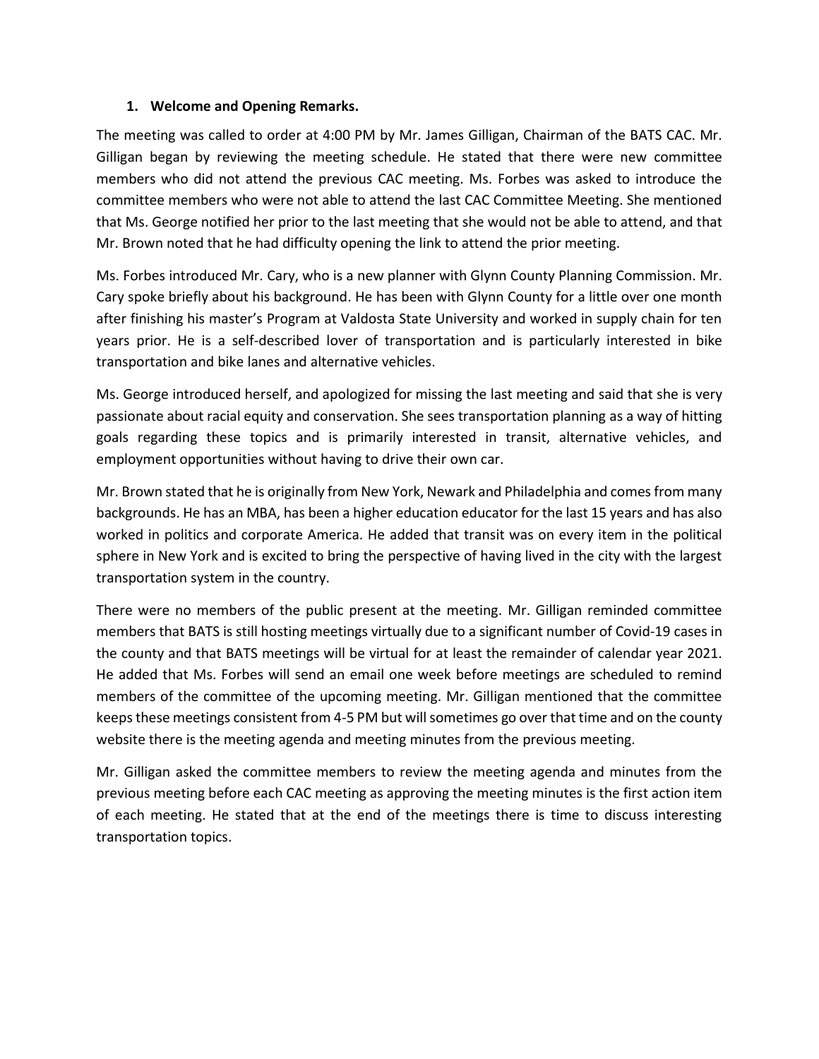1. **Welcome and Opening Remarks.**

The meeting was called to order at 4:00 PM by Mr. James Gilligan, Chairman of the BATS CAC. Mr. Gilligan began by reviewing the meeting schedule. He stated that there were new committee members who did not attend the previous CAC meeting. Ms. Forbes was asked to introduce the committee members who were not able to attend the last CAC Committee Meeting. She mentioned that Ms. George notified her prior to the last meeting that she would not be able to attend, and that Mr. Brown noted that he had difficulty opening the link to attend the prior meeting.

Ms. Forbes introduced Mr. Cary, who is a new planner with Glynn County Planning Commission. Mr. Cary spoke briefly about his background. He has been with Glynn County for a little over one month after finishing his master's Program at Valdosta State University and worked in supply chain for ten years prior. He is a self-described lover of transportation and is particularly interested in bike transportation and bike lanes and alternative vehicles.

Ms. George introduced herself, and apologized for missing the last meeting and said that she is very passionate about racial equity and conservation. She sees transportation planning as a way of hitting goals regarding these topics and is primarily interested in transit, alternative vehicles, and employment opportunities without having to drive their own car.

Mr. Brown stated that he is originally from New York, Newark and Philadelphia and comes from many backgrounds. He has an MBA, has been a higher education educator for the last 15 years and has also worked in politics and corporate America. He added that transit was on every item in the political sphere in New York and is excited to bring the perspective of having lived in the city with the largest transportation system in the country.

There were no members of the public present at the meeting. Mr. Gilligan reminded committee members that BATS is still hosting meetings virtually due to a significant number of Covid-19 cases in the county and that BATS meetings will be virtual for at least the remainder of calendar year 2021. He added that Ms. Forbes will send an email one week before meetings are scheduled to remind members of the committee of the upcoming meeting. Mr. Gilligan mentioned that the committee keeps these meetings consistent from 4-5 PM but will sometimes go over that time and on the county website there is the meeting agenda and meeting minutes from the previous meeting.

Mr. Gilligan asked the committee members to review the meeting agenda and minutes from the previous meeting before each CAC meeting as approving the meeting minutes is the first action item of each meeting. He stated that at the end of the meetings there is time to discuss interesting transportation topics.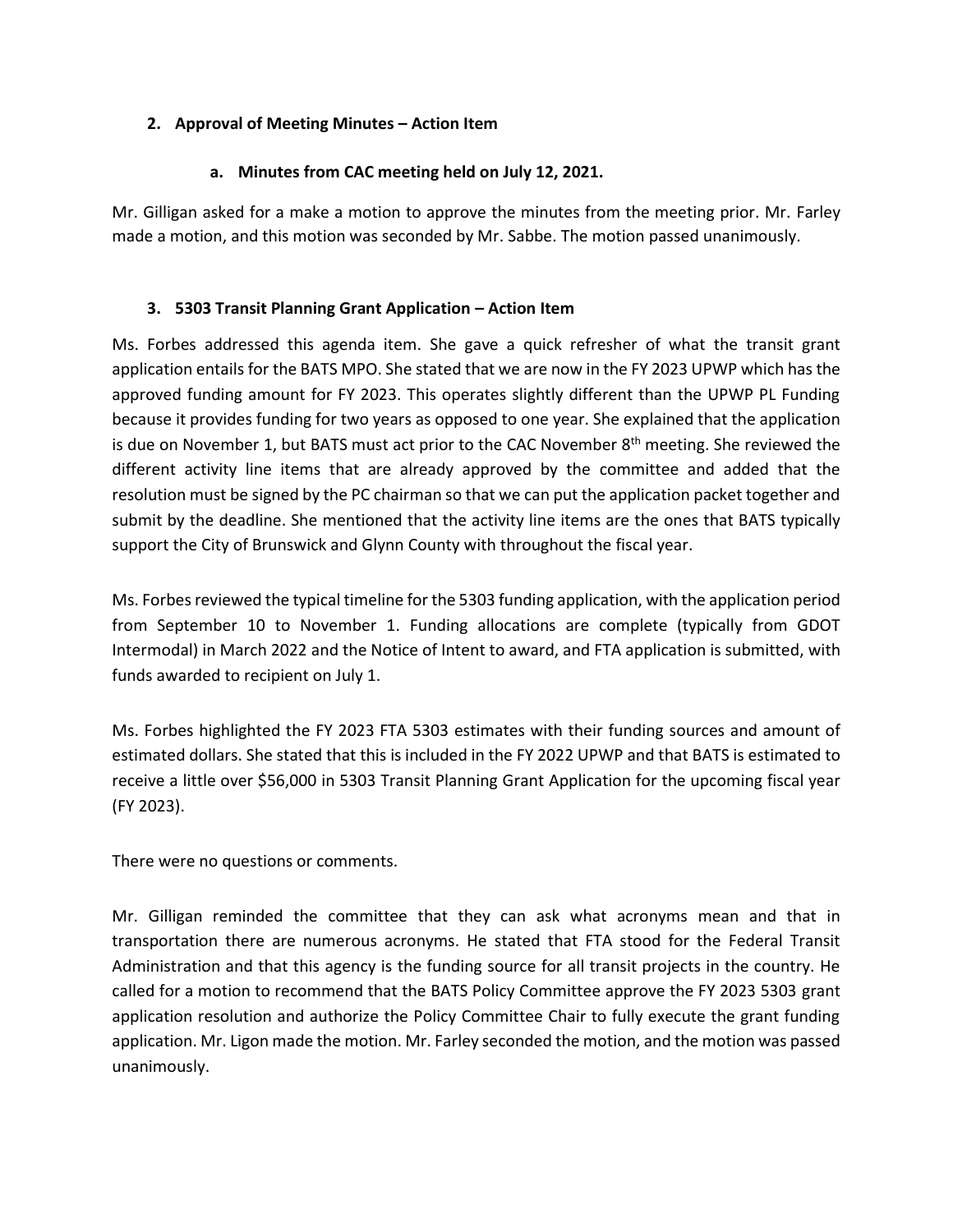**2. Approval of Meeting Minutes – Action Item**

**a. Minutes from CAC meeting held on July 12, 2021.**

Mr. Gilligan asked for a make a motion to approve the minutes from the meeting prior. Mr. Farley made a motion, and this motion was seconded by Mr. Sabbe. The motion passed unanimously.

**3. 5303 Transit Planning Grant Application – Action Item**

Ms. Forbes addressed this agenda item. She gave a quick refresher of what the transit grant application entails for the BATS MPO. She stated that we are now in the FY 2023 UPWP which has the approved funding amount for FY 2023. This operates slightly different than the UPWP PL Funding because it provides funding for two years as opposed to one year. She explained that the application is due on November 1, but BATS must act prior to the CAC November 8th meeting. She reviewed the different activity line items that are already approved by the committee and added that the resolution must be signed by the PC chairman so that we can put the application packet together and submit by the deadline. She mentioned that the activity line items are the ones that BATS typically support the City of Brunswick and Glynn County with throughout the fiscal year.

Ms. Forbes reviewed the typical timeline for the 5303 funding application, with the application period from September 10 to November 1. Funding allocations are complete (typically from GDOT Intermodal) in March 2022 and the Notice of Intent to award, and FTA application is submitted, with funds awarded to recipient on July 1.

Ms. Forbes highlighted the FY 2023 FTA 5303 estimates with their funding sources and amount of estimated dollars. She stated that this is included in the FY 2022 UPWP and that BATS is estimated to receive a little over $56,000 in 5303 Transit Planning Grant Application for the upcoming fiscal year (FY 2023).

There were no questions or comments.

Mr. Gilligan reminded the committee that they can ask what acronyms mean and that in transportation there are numerous acronyms. He stated that FTA stood for the Federal Transit Administration and that this agency is the funding source for all transit projects in the country. He called for a motion to recommend that the BATS Policy Committee approve the FY 2023 5303 grant application resolution and authorize the Policy Committee Chair to fully execute the grant funding application. Mr. Ligon made the motion. Mr. Farley seconded the motion, and the motion was passed unanimously.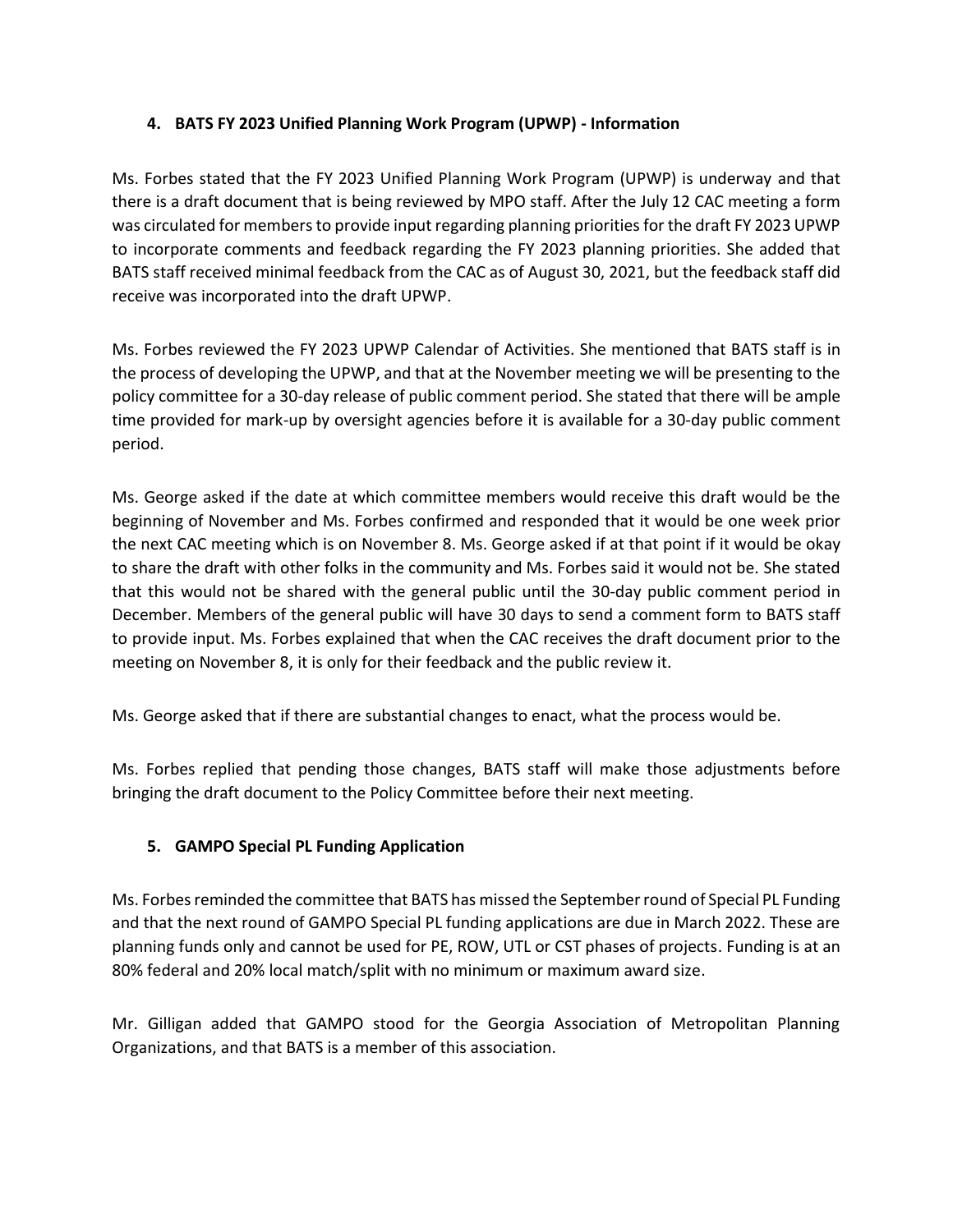### 4. BATS FY 2023 Unified Planning Work Program (UPWP) - Information

Ms. Forbes stated that the FY 2023 Unified Planning Work Program (UPWP) is underway and that there is a draft document that is being reviewed by MPO staff. After the July 12 CAC meeting a form was circulated for members to provide input regarding planning priorities for the draft FY 2023 UPWP to incorporate comments and feedback regarding the FY 2023 planning priorities. She added that BATS staff received minimal feedback from the CAC as of August 30, 2021, but the feedback staff did receive was incorporated into the draft UPWP.

Ms. Forbes reviewed the FY 2023 UPWP Calendar of Activities. She mentioned that BATS staff is in the process of developing the UPWP, and that at the November meeting we will be presenting to the policy committee for a 30-day release of public comment period. She stated that there will be ample time provided for mark-up by oversight agencies before it is available for a 30-day public comment period.

Ms. George asked if the date at which committee members would receive this draft would be the beginning of November and Ms. Forbes confirmed and responded that it would be one week prior the next CAC meeting which is on November 8. Ms. George asked if at that point if it would be okay to share the draft with other folks in the community and Ms. Forbes said it would not be. She stated that this would not be shared with the general public until the 30-day public comment period in December. Members of the general public will have 30 days to send a comment form to BATS staff to provide input. Ms. Forbes explained that when the CAC receives the draft document prior to the meeting on November 8, it is only for their feedback and the public review it.

Ms. George asked that if there are substantial changes to enact, what the process would be.

Ms. Forbes replied that pending those changes, BATS staff will make those adjustments before bringing the draft document to the Policy Committee before their next meeting.

### 5. GAMPO Special PL Funding Application

Ms. Forbes reminded the committee that BATS has missed the September round of Special PL Funding and that the next round of GAMPO Special PL funding applications are due in March 2022. These are planning funds only and cannot be used for PE, ROW, UTL or CST phases of projects. Funding is at an 80% federal and 20% local match/split with no minimum or maximum award size.

Mr. Gilligan added that GAMPO stood for the Georgia Association of Metropolitan Planning Organizations, and that BATS is a member of this association.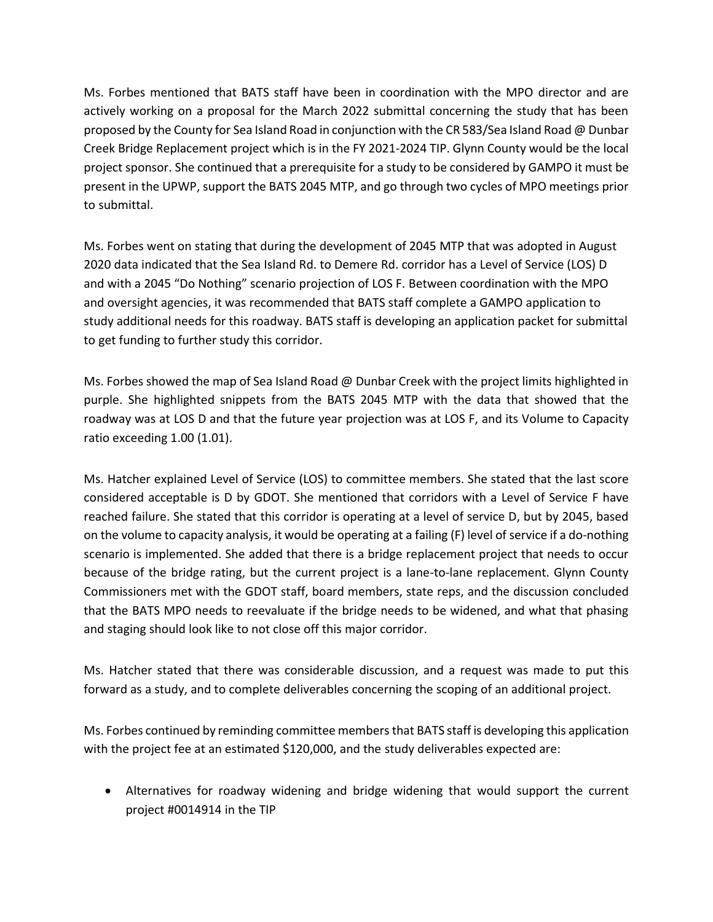Ms. Forbes mentioned that BATS staff have been in coordination with the MPO director and are actively working on a proposal for the March 2022 submittal concerning the study that has been proposed by the County for Sea Island Road in conjunction with the CR 583/Sea Island Road @ Dunbar Creek Bridge Replacement project which is in the FY 2021-2024 TIP. Glynn County would be the local project sponsor. She continued that a prerequisite for a study to be considered by GAMPO it must be present in the UPWP, support the BATS 2045 MTP, and go through two cycles of MPO meetings prior to submittal.

Ms. Forbes went on stating that during the development of 2045 MTP that was adopted in August 2020 data indicated that the Sea Island Rd. to Demere Rd. corridor has a Level of Service (LOS) D and with a 2045 "Do Nothing" scenario projection of LOS F. Between coordination with the MPO and oversight agencies, it was recommended that BATS staff complete a GAMPO application to study additional needs for this roadway. BATS staff is developing an application packet for submittal to get funding to further study this corridor.

Ms. Forbes showed the map of Sea Island Road @ Dunbar Creek with the project limits highlighted in purple. She highlighted snippets from the BATS 2045 MTP with the data that showed that the roadway was at LOS D and that the future year projection was at LOS F, and its Volume to Capacity ratio exceeding 1.00 (1.01).

Ms. Hatcher explained Level of Service (LOS) to committee members. She stated that the last score considered acceptable is D by GDOT. She mentioned that corridors with a Level of Service F have reached failure. She stated that this corridor is operating at a level of service D, but by 2045, based on the volume to capacity analysis, it would be operating at a failing (F) level of service if a do-nothing scenario is implemented. She added that there is a bridge replacement project that needs to occur because of the bridge rating, but the current project is a lane-to-lane replacement. Glynn County Commissioners met with the GDOT staff, board members, state reps, and the discussion concluded that the BATS MPO needs to reevaluate if the bridge needs to be widened, and what that phasing and staging should look like to not close off this major corridor.

Ms. Hatcher stated that there was considerable discussion, and a request was made to put this forward as a study, and to complete deliverables concerning the scoping of an additional project.

Ms. Forbes continued by reminding committee members that BATS staff is developing this application with the project fee at an estimated $120,000, and the study deliverables expected are:

- Alternatives for roadway widening and bridge widening that would support the current project #0014914 in the TIP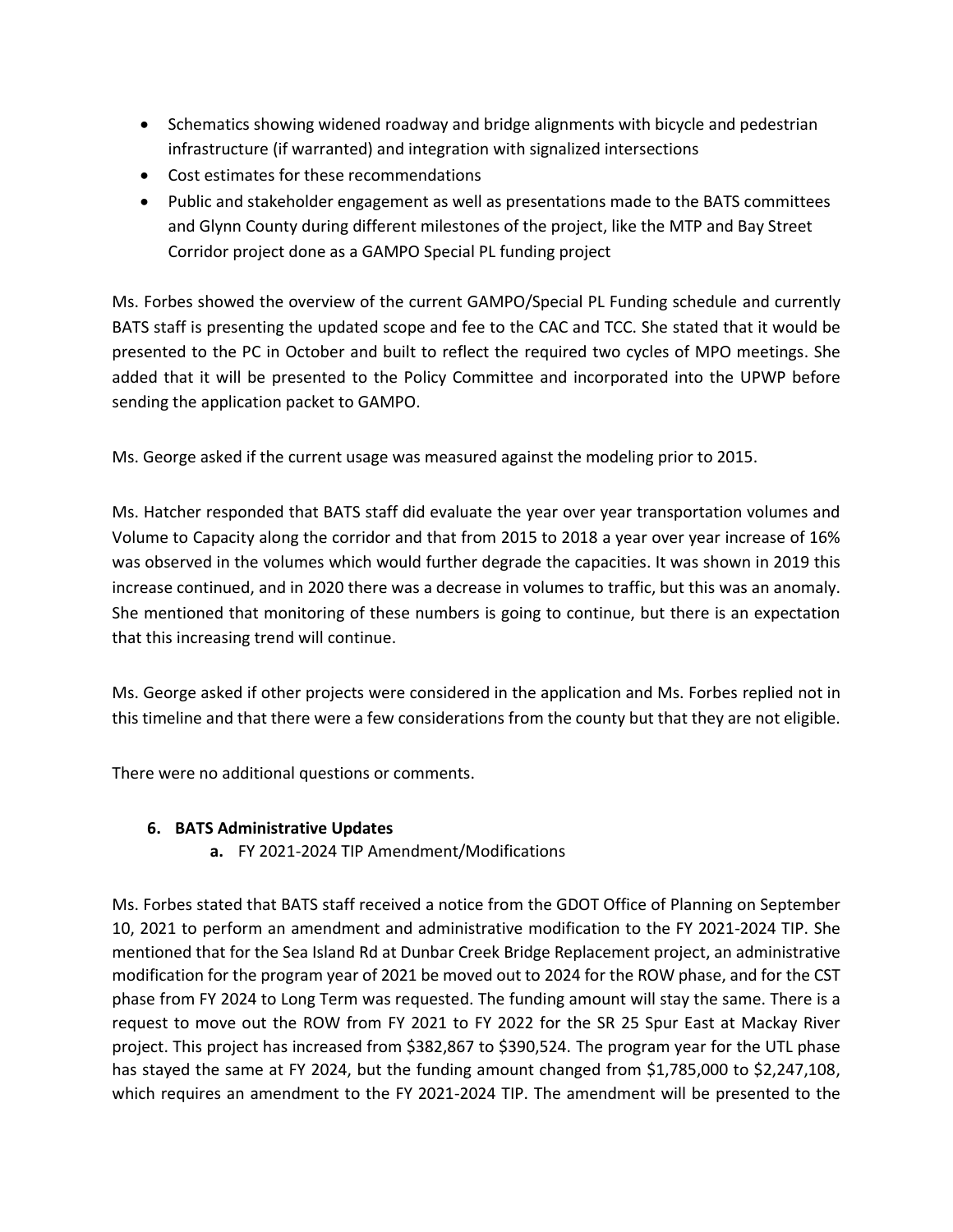- Schematics showing widened roadway and bridge alignments with bicycle and pedestrian infrastructure (if warranted) and integration with signalized intersections
- Cost estimates for these recommendations
- Public and stakeholder engagement as well as presentations made to the BATS committees and Glynn County during different milestones of the project, like the MTP and Bay Street Corridor project done as a GAMPO Special PL funding project

Ms. Forbes showed the overview of the current GAMPO/Special PL Funding schedule and currently BATS staff is presenting the updated scope and fee to the CAC and TCC. She stated that it would be presented to the PC in October and built to reflect the required two cycles of MPO meetings. She added that it will be presented to the Policy Committee and incorporated into the UPWP before sending the application packet to GAMPO.

Ms. George asked if the current usage was measured against the modeling prior to 2015.

Ms. Hatcher responded that BATS staff did evaluate the year over year transportation volumes and Volume to Capacity along the corridor and that from 2015 to 2018 a year over year increase of 16% was observed in the volumes which would further degrade the capacities. It was shown in 2019 this increase continued, and in 2020 there was a decrease in volumes to traffic, but this was an anomaly. She mentioned that monitoring of these numbers is going to continue, but there is an expectation that this increasing trend will continue.

Ms. George asked if other projects were considered in the application and Ms. Forbes replied not in this timeline and that there were a few considerations from the county but that they are not eligible.

There were no additional questions or comments.

**6. BATS Administrative Updates**

**a.** FY 2021-2024 TIP Amendment/Modifications

Ms. Forbes stated that BATS staff received a notice from the GDOT Office of Planning on September 10, 2021 to perform an amendment and administrative modification to the FY 2021-2024 TIP. She mentioned that for the Sea Island Rd at Dunbar Creek Bridge Replacement project, an administrative modification for the program year of 2021 be moved out to 2024 for the ROW phase, and for the CST phase from FY 2024 to Long Term was requested. The funding amount will stay the same. There is a request to move out the ROW from FY 2021 to FY 2022 for the SR 25 Spur East at Mackay River project. This project has increased from $382,867 to $390,524. The program year for the UTL phase has stayed the same at FY 2024, but the funding amount changed from $1,785,000 to $2,247,108, which requires an amendment to the FY 2021-2024 TIP. The amendment will be presented to the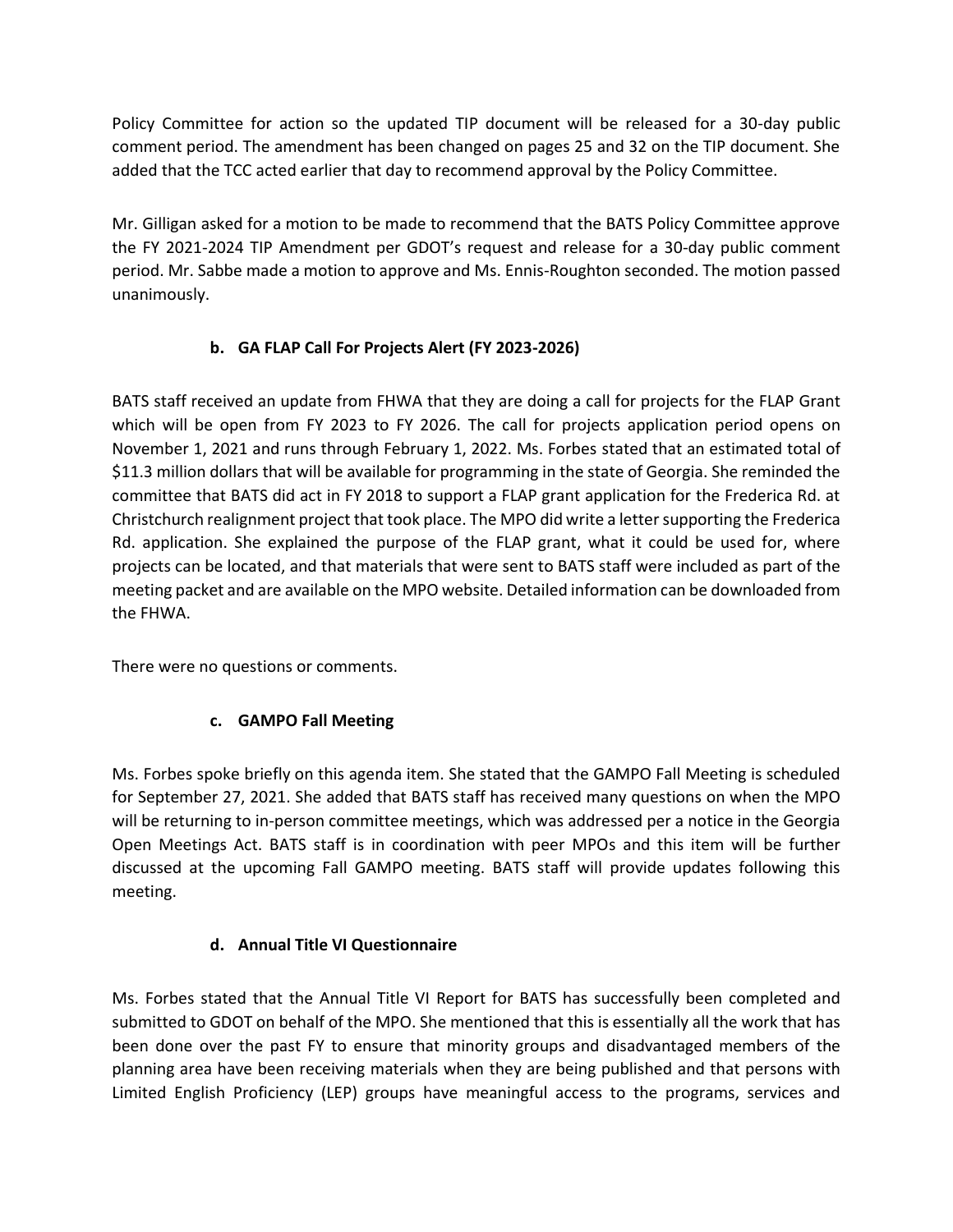Policy Committee for action so the updated TIP document will be released for a 30-day public comment period. The amendment has been changed on pages 25 and 32 on the TIP document. She added that the TCC acted earlier that day to recommend approval by the Policy Committee.

Mr. Gilligan asked for a motion to be made to recommend that the BATS Policy Committee approve the FY 2021-2024 TIP Amendment per GDOT's request and release for a 30-day public comment period. Mr. Sabbe made a motion to approve and Ms. Ennis-Roughton seconded. The motion passed unanimously.

**b. GA FLAP Call For Projects Alert (FY 2023-2026)**

BATS staff received an update from FHWA that they are doing a call for projects for the FLAP Grant which will be open from FY 2023 to FY 2026. The call for projects application period opens on November 1, 2021 and runs through February 1, 2022. Ms. Forbes stated that an estimated total of $11.3 million dollars that will be available for programming in the state of Georgia. She reminded the committee that BATS did act in FY 2018 to support a FLAP grant application for the Frederica Rd. at Christchurch realignment project that took place. The MPO did write a letter supporting the Frederica Rd. application. She explained the purpose of the FLAP grant, what it could be used for, where projects can be located, and that materials that were sent to BATS staff were included as part of the meeting packet and are available on the MPO website. Detailed information can be downloaded from the FHWA.

There were no questions or comments.

**c. GAMPO Fall Meeting**

Ms. Forbes spoke briefly on this agenda item. She stated that the GAMPO Fall Meeting is scheduled for September 27, 2021. She added that BATS staff has received many questions on when the MPO will be returning to in-person committee meetings, which was addressed per a notice in the Georgia Open Meetings Act. BATS staff is in coordination with peer MPOs and this item will be further discussed at the upcoming Fall GAMPO meeting. BATS staff will provide updates following this meeting.

**d. Annual Title VI Questionnaire**

Ms. Forbes stated that the Annual Title VI Report for BATS has successfully been completed and submitted to GDOT on behalf of the MPO. She mentioned that this is essentially all the work that has been done over the past FY to ensure that minority groups and disadvantaged members of the planning area have been receiving materials when they are being published and that persons with Limited English Proficiency (LEP) groups have meaningful access to the programs, services and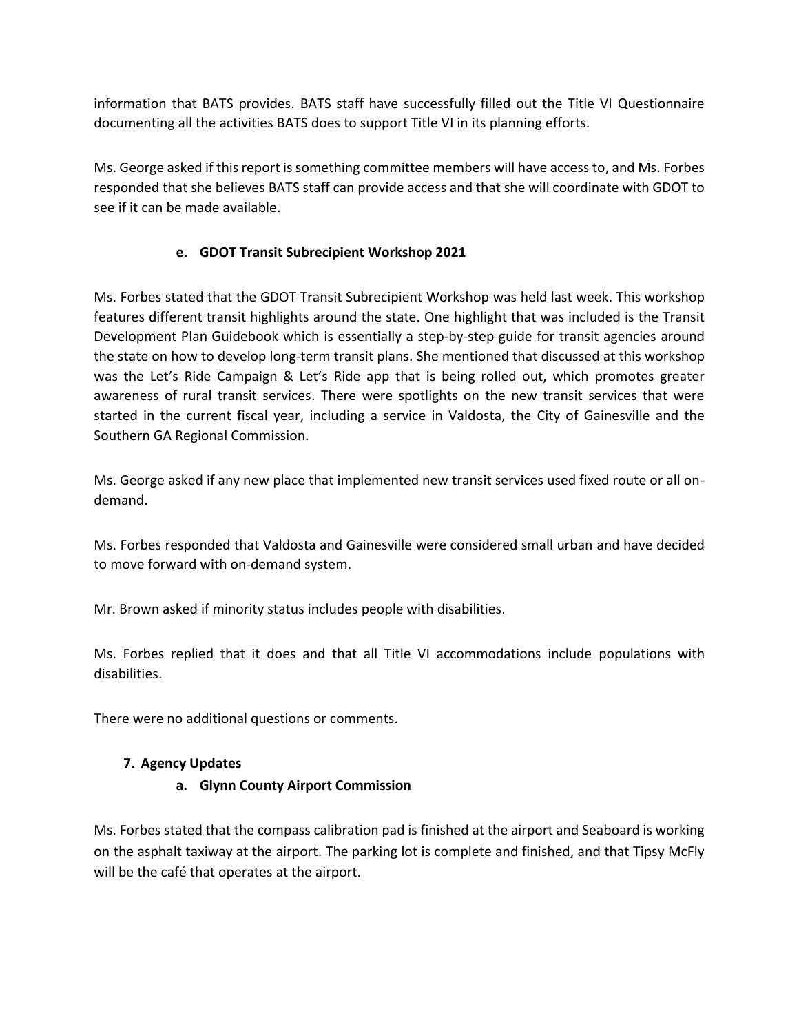information that BATS provides. BATS staff have successfully filled out the Title VI Questionnaire documenting all the activities BATS does to support Title VI in its planning efforts.

Ms. George asked if this report is something committee members will have access to, and Ms. Forbes responded that she believes BATS staff can provide access and that she will coordinate with GDOT to see if it can be made available.

**e. GDOT Transit Subrecipient Workshop 2021**

Ms. Forbes stated that the GDOT Transit Subrecipient Workshop was held last week. This workshop features different transit highlights around the state. One highlight that was included is the Transit Development Plan Guidebook which is essentially a step-by-step guide for transit agencies around the state on how to develop long-term transit plans. She mentioned that discussed at this workshop was the Let's Ride Campaign & Let's Ride app that is being rolled out, which promotes greater awareness of rural transit services. There were spotlights on the new transit services that were started in the current fiscal year, including a service in Valdosta, the City of Gainesville and the Southern GA Regional Commission.

Ms. George asked if any new place that implemented new transit services used fixed route or all on-demand.

Ms. Forbes responded that Valdosta and Gainesville were considered small urban and have decided to move forward with on-demand system.

Mr. Brown asked if minority status includes people with disabilities.

Ms. Forbes replied that it does and that all Title VI accommodations include populations with disabilities.

There were no additional questions or comments.

**7. Agency Updates**

**a. Glynn County Airport Commission**

Ms. Forbes stated that the compass calibration pad is finished at the airport and Seaboard is working on the asphalt taxiway at the airport. The parking lot is complete and finished, and that Tipsy McFly will be the café that operates at the airport.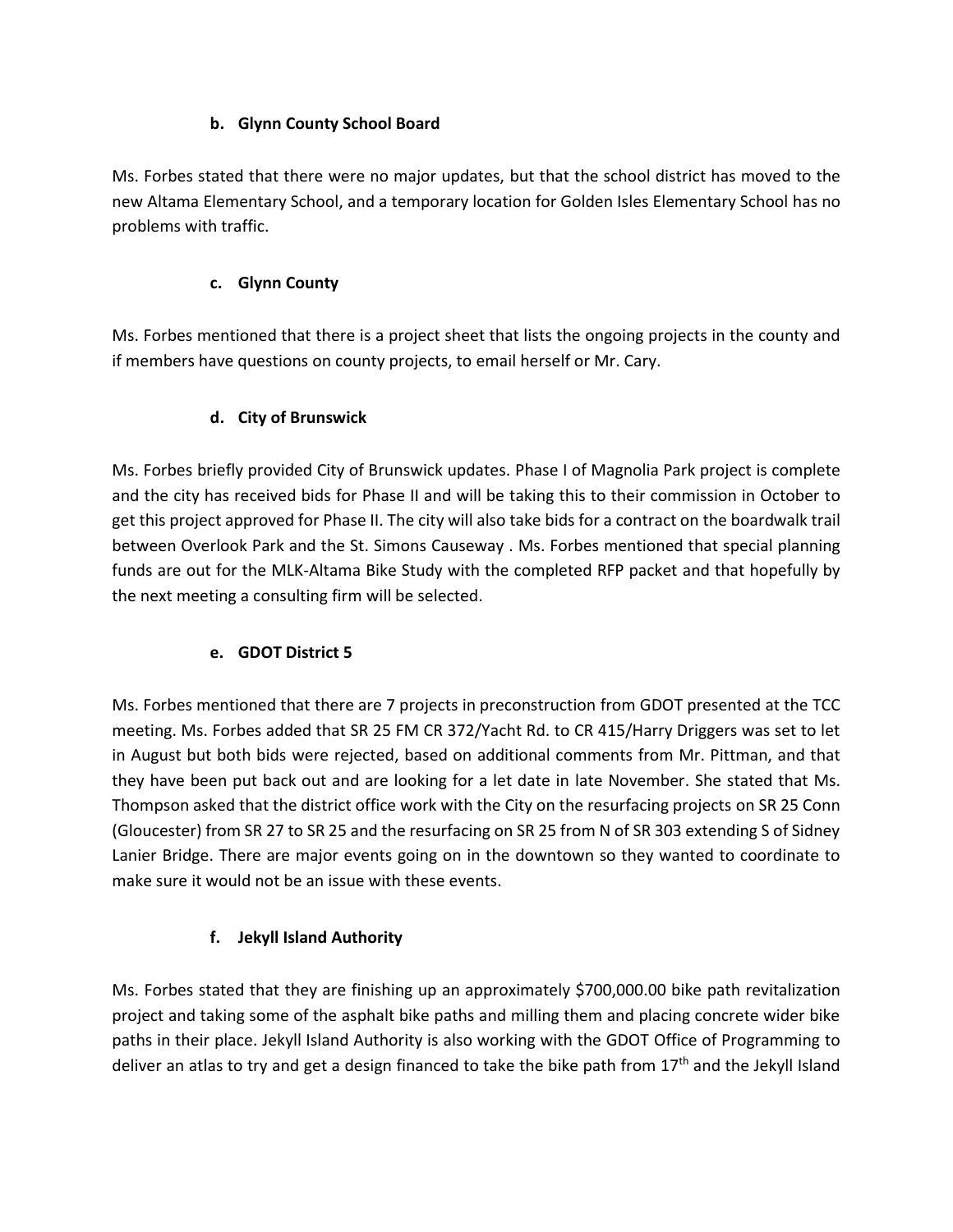### b. Glynn County School Board

Ms. Forbes stated that there were no major updates, but that the school district has moved to the new Altama Elementary School, and a temporary location for Golden Isles Elementary School has no problems with traffic.

### c. Glynn County

Ms. Forbes mentioned that there is a project sheet that lists the ongoing projects in the county and if members have questions on county projects, to email herself or Mr. Cary.

### d. City of Brunswick

Ms. Forbes briefly provided City of Brunswick updates. Phase I of Magnolia Park project is complete and the city has received bids for Phase II and will be taking this to their commission in October to get this project approved for Phase II. The city will also take bids for a contract on the boardwalk trail between Overlook Park and the St. Simons Causeway . Ms. Forbes mentioned that special planning funds are out for the MLK-Altama Bike Study with the completed RFP packet and that hopefully by the next meeting a consulting firm will be selected.

### e. GDOT District 5

Ms. Forbes mentioned that there are 7 projects in preconstruction from GDOT presented at the TCC meeting. Ms. Forbes added that SR 25 FM CR 372/Yacht Rd. to CR 415/Harry Driggers was set to let in August but both bids were rejected, based on additional comments from Mr. Pittman, and that they have been put back out and are looking for a let date in late November. She stated that Ms. Thompson asked that the district office work with the City on the resurfacing projects on SR 25 Conn (Gloucester) from SR 27 to SR 25 and the resurfacing on SR 25 from N of SR 303 extending S of Sidney Lanier Bridge. There are major events going on in the downtown so they wanted to coordinate to make sure it would not be an issue with these events.

### f. Jekyll Island Authority

Ms. Forbes stated that they are finishing up an approximately $700,000.00 bike path revitalization project and taking some of the asphalt bike paths and milling them and placing concrete wider bike paths in their place. Jekyll Island Authority is also working with the GDOT Office of Programming to deliver an atlas to try and get a design financed to take the bike path from 17th and the Jekyll Island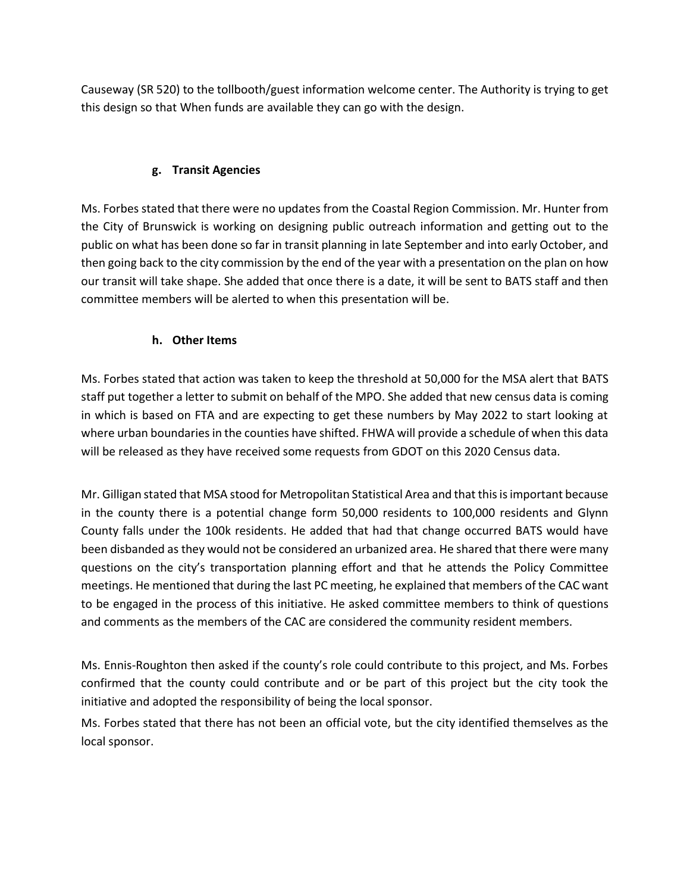Causeway (SR 520) to the tollbooth/guest information welcome center. The Authority is trying to get this design so that When funds are available they can go with the design.

### g. Transit Agencies

Ms. Forbes stated that there were no updates from the Coastal Region Commission. Mr. Hunter from the City of Brunswick is working on designing public outreach information and getting out to the public on what has been done so far in transit planning in late September and into early October, and then going back to the city commission by the end of the year with a presentation on the plan on how our transit will take shape. She added that once there is a date, it will be sent to BATS staff and then committee members will be alerted to when this presentation will be.

### h. Other Items

Ms. Forbes stated that action was taken to keep the threshold at 50,000 for the MSA alert that BATS staff put together a letter to submit on behalf of the MPO. She added that new census data is coming in which is based on FTA and are expecting to get these numbers by May 2022 to start looking at where urban boundaries in the counties have shifted. FHWA will provide a schedule of when this data will be released as they have received some requests from GDOT on this 2020 Census data.

Mr. Gilligan stated that MSA stood for Metropolitan Statistical Area and that this is important because in the county there is a potential change form 50,000 residents to 100,000 residents and Glynn County falls under the 100k residents. He added that had that change occurred BATS would have been disbanded as they would not be considered an urbanized area. He shared that there were many questions on the city's transportation planning effort and that he attends the Policy Committee meetings. He mentioned that during the last PC meeting, he explained that members of the CAC want to be engaged in the process of this initiative. He asked committee members to think of questions and comments as the members of the CAC are considered the community resident members.

Ms. Ennis-Roughton then asked if the county's role could contribute to this project, and Ms. Forbes confirmed that the county could contribute and or be part of this project but the city took the initiative and adopted the responsibility of being the local sponsor.

Ms. Forbes stated that there has not been an official vote, but the city identified themselves as the local sponsor.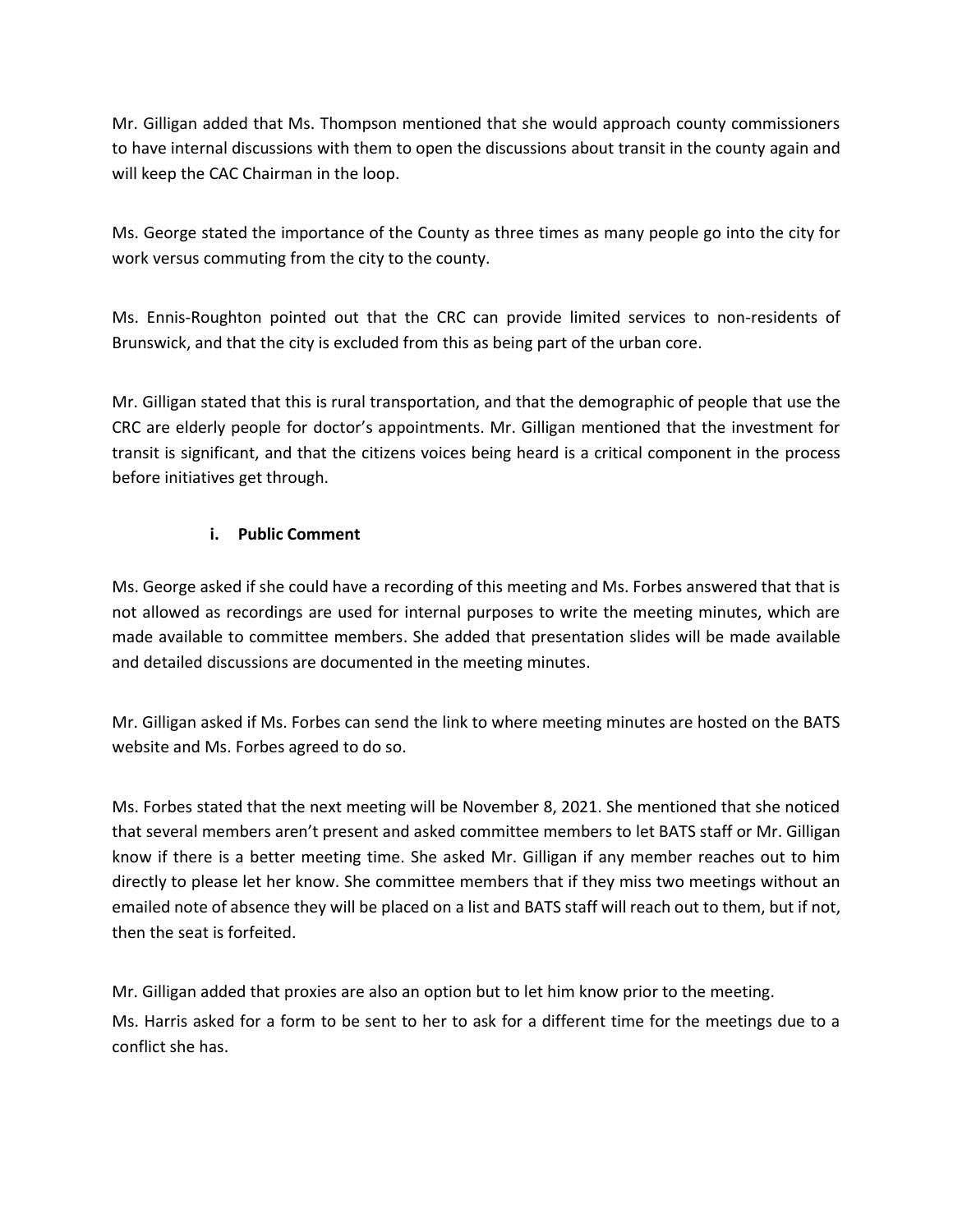Mr. Gilligan added that Ms. Thompson mentioned that she would approach county commissioners to have internal discussions with them to open the discussions about transit in the county again and will keep the CAC Chairman in the loop.

Ms. George stated the importance of the County as three times as many people go into the city for work versus commuting from the city to the county.

Ms. Ennis-Roughton pointed out that the CRC can provide limited services to non-residents of Brunswick, and that the city is excluded from this as being part of the urban core.

Mr. Gilligan stated that this is rural transportation, and that the demographic of people that use the CRC are elderly people for doctor's appointments. Mr. Gilligan mentioned that the investment for transit is significant, and that the citizens voices being heard is a critical component in the process before initiatives get through.

### i. Public Comment

Ms. George asked if she could have a recording of this meeting and Ms. Forbes answered that that is not allowed as recordings are used for internal purposes to write the meeting minutes, which are made available to committee members. She added that presentation slides will be made available and detailed discussions are documented in the meeting minutes.

Mr. Gilligan asked if Ms. Forbes can send the link to where meeting minutes are hosted on the BATS website and Ms. Forbes agreed to do so.

Ms. Forbes stated that the next meeting will be November 8, 2021. She mentioned that she noticed that several members aren't present and asked committee members to let BATS staff or Mr. Gilligan know if there is a better meeting time. She asked Mr. Gilligan if any member reaches out to him directly to please let her know. She committee members that if they miss two meetings without an emailed note of absence they will be placed on a list and BATS staff will reach out to them, but if not, then the seat is forfeited.

Mr. Gilligan added that proxies are also an option but to let him know prior to the meeting.

Ms. Harris asked for a form to be sent to her to ask for a different time for the meetings due to a conflict she has.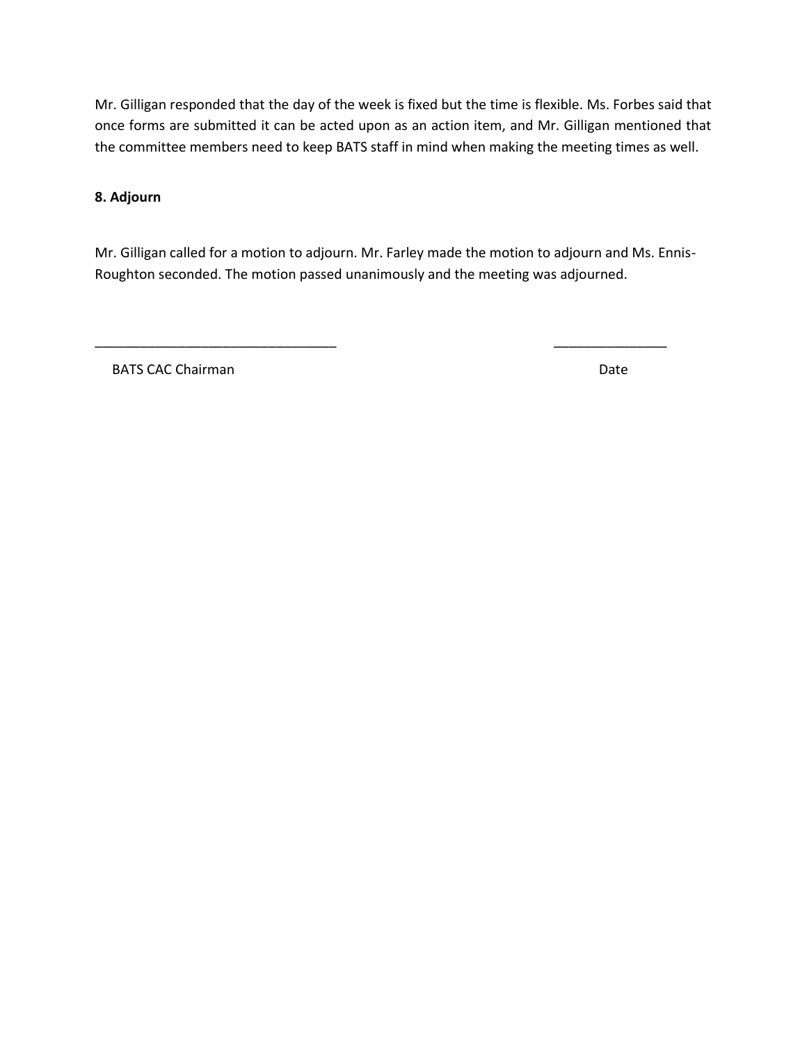Mr. Gilligan responded that the day of the week is fixed but the time is flexible. Ms. Forbes said that once forms are submitted it can be acted upon as an action item, and Mr. Gilligan mentioned that the committee members need to keep BATS staff in mind when making the meeting times as well.

**8. Adjourn**

Mr. Gilligan called for a motion to adjourn. Mr. Farley made the motion to adjourn and Ms. Ennis-Roughton seconded. The motion passed unanimously and the meeting was adjourned.

________________________________ _______________

BATS CAC Chairman Date